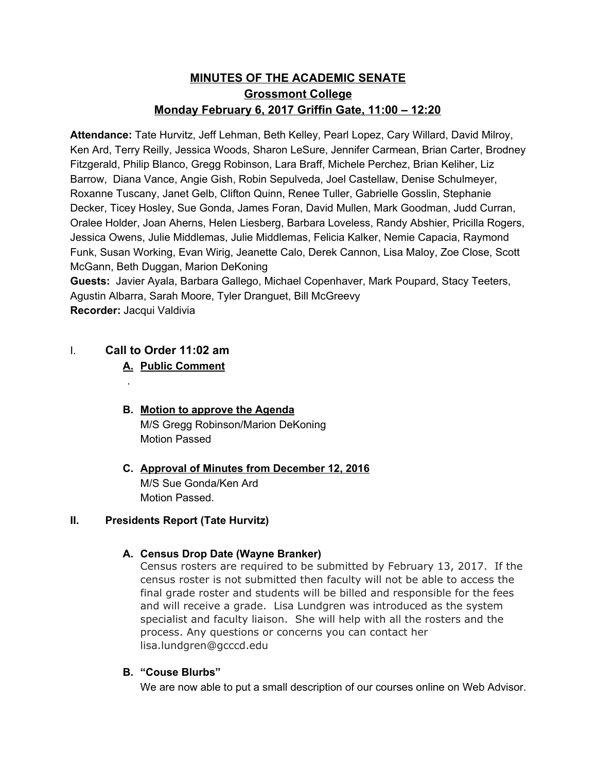# MINUTES OF THE ACADEMIC SENATE
## Grossmont College
## Monday February 6, 2017 Griffin Gate, 11:00 – 12:20

**Attendance:** Tate Hurvitz, Jeff Lehman, Beth Kelley, Pearl Lopez, Cary Willard, David Milroy, Ken Ard, Terry Reilly, Jessica Woods, Sharon LeSure, Jennifer Carmean, Brian Carter, Brodney Fitzgerald, Philip Blanco, Gregg Robinson, Lara Braff, Michele Perchez, Brian Keliher, Liz Barrow, Diana Vance, Angie Gish, Robin Sepulveda, Joel Castellaw, Denise Schulmeyer, Roxanne Tuscany, Janet Gelb, Clifton Quinn, Renee Tuller, Gabrielle Gosslin, Stephanie Decker, Ticey Hosley, Sue Gonda, James Foran, David Mullen, Mark Goodman, Judd Curran, Oralee Holder, Joan Aherns, Helen Liesberg, Barbara Loveless, Randy Abshier, Pricilla Rogers, Jessica Owens, Julie Middlemas, Julie Middlemas, Felicia Kalker, Nemie Capacia, Raymond Funk, Susan Working, Evan Wirig, Jeanette Calo, Derek Cannon, Lisa Maloy, Zoe Close, Scott McGann, Beth Duggan, Marion DeKoning
**Guests:** Javier Ayala, Barbara Gallego, Michael Copenhaver, Mark Poupard, Stacy Teeters, Agustin Albarra, Sarah Moore, Tyler Dranguet, Bill McGreevy
**Recorder:** Jacqui Valdivia

## I. Call to Order 11:02 am

### A. Public Comment

.

### B. Motion to approve the Agenda

M/S Gregg Robinson/Marion DeKoning
Motion Passed

### C. Approval of Minutes from December 12, 2016

M/S Sue Gonda/Ken Ard
Motion Passed.

## II. Presidents Report (Tate Hurvitz)

### A. Census Drop Date (Wayne Branker)

Census rosters are required to be submitted by February 13, 2017. If the census roster is not submitted then faculty will not be able to access the final grade roster and students will be billed and responsible for the fees and will receive a grade. Lisa Lundgren was introduced as the system specialist and faculty liaison. She will help with all the rosters and the process. Any questions or concerns you can contact her lisa.lundgren@gcccd.edu

### B. "Couse Blurbs"

We are now able to put a small description of our courses online on Web Advisor.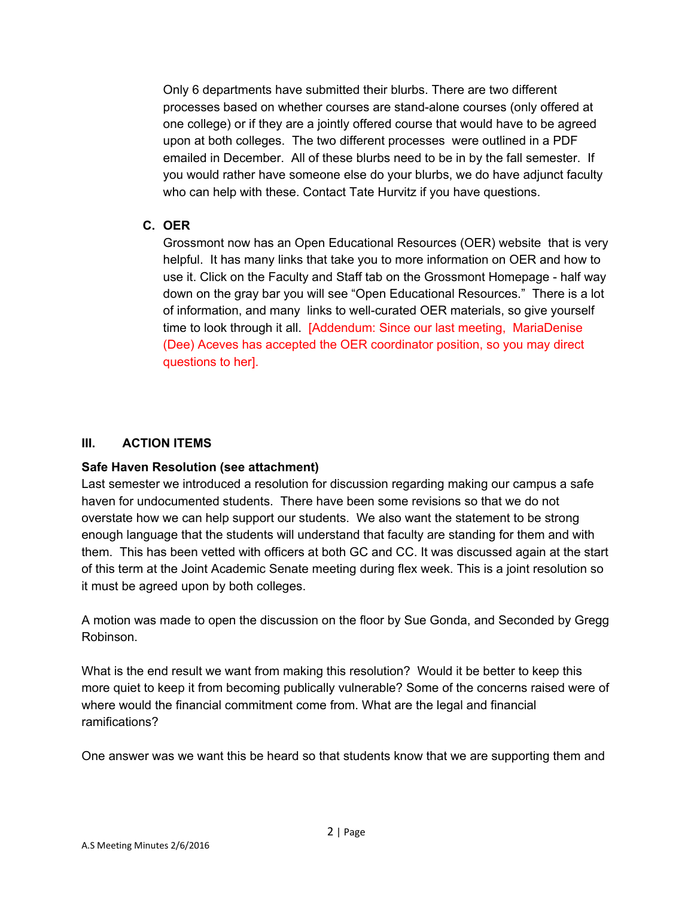Only 6 departments have submitted their blurbs. There are two different processes based on whether courses are stand-alone courses (only offered at one college) or if they are a jointly offered course that would have to be agreed upon at both colleges. The two different processes were outlined in a PDF emailed in December. All of these blurbs need to be in by the fall semester. If you would rather have someone else do your blurbs, we do have adjunct faculty who can help with these. Contact Tate Hurvitz if you have questions.

**C. OER**

Grossmont now has an Open Educational Resources (OER) website that is very helpful. It has many links that take you to more information on OER and how to use it. Click on the Faculty and Staff tab on the Grossmont Homepage - half way down on the gray bar you will see "Open Educational Resources." There is a lot of information, and many links to well-curated OER materials, so give yourself time to look through it all. [Addendum: Since our last meeting, MariaDenise (Dee) Aceves has accepted the OER coordinator position, so you may direct questions to her].

## III. ACTION ITEMS

**Safe Haven Resolution (see attachment)**

Last semester we introduced a resolution for discussion regarding making our campus a safe haven for undocumented students. There have been some revisions so that we do not overstate how we can help support our students. We also want the statement to be strong enough language that the students will understand that faculty are standing for them and with them. This has been vetted with officers at both GC and CC. It was discussed again at the start of this term at the Joint Academic Senate meeting during flex week. This is a joint resolution so it must be agreed upon by both colleges.

A motion was made to open the discussion on the floor by Sue Gonda, and Seconded by Gregg Robinson.

What is the end result we want from making this resolution? Would it be better to keep this more quiet to keep it from becoming publically vulnerable? Some of the concerns raised were of where would the financial commitment come from. What are the legal and financial ramifications?

One answer was we want this be heard so that students know that we are supporting them and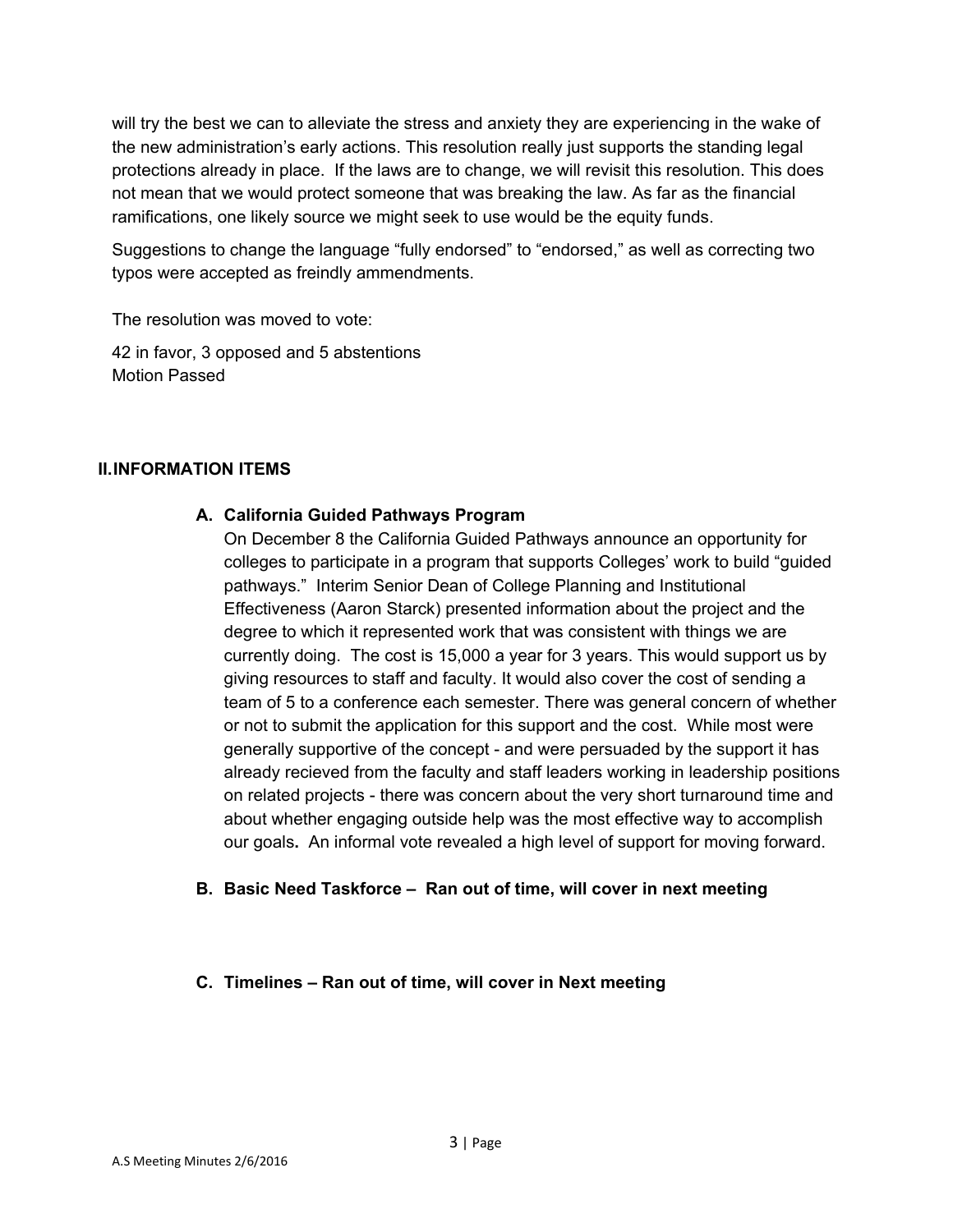will try the best we can to alleviate the stress and anxiety they are experiencing in the wake of the new administration's early actions. This resolution really just supports the standing legal protections already in place. If the laws are to change, we will revisit this resolution. This does not mean that we would protect someone that was breaking the law. As far as the financial ramifications, one likely source we might seek to use would be the equity funds.

Suggestions to change the language "fully endorsed" to "endorsed," as well as correcting two typos were accepted as freindly ammendments.

The resolution was moved to vote:

42 in favor, 3 opposed and 5 abstentions
Motion Passed

## II. INFORMATION ITEMS

### A. California Guided Pathways Program

On December 8 the California Guided Pathways announce an opportunity for colleges to participate in a program that supports Colleges' work to build "guided pathways." Interim Senior Dean of College Planning and Institutional Effectiveness (Aaron Starck) presented information about the project and the degree to which it represented work that was consistent with things we are currently doing. The cost is 15,000 a year for 3 years. This would support us by giving resources to staff and faculty. It would also cover the cost of sending a team of 5 to a conference each semester. There was general concern of whether or not to submit the application for this support and the cost. While most were generally supportive of the concept - and were persuaded by the support it has already recieved from the faculty and staff leaders working in leadership positions on related projects - there was concern about the very short turnaround time and about whether engaging outside help was the most effective way to accomplish our goals**.** An informal vote revealed a high level of support for moving forward.

### B. Basic Need Taskforce – Ran out of time, will cover in next meeting

### C. Timelines – Ran out of time, will cover in Next meeting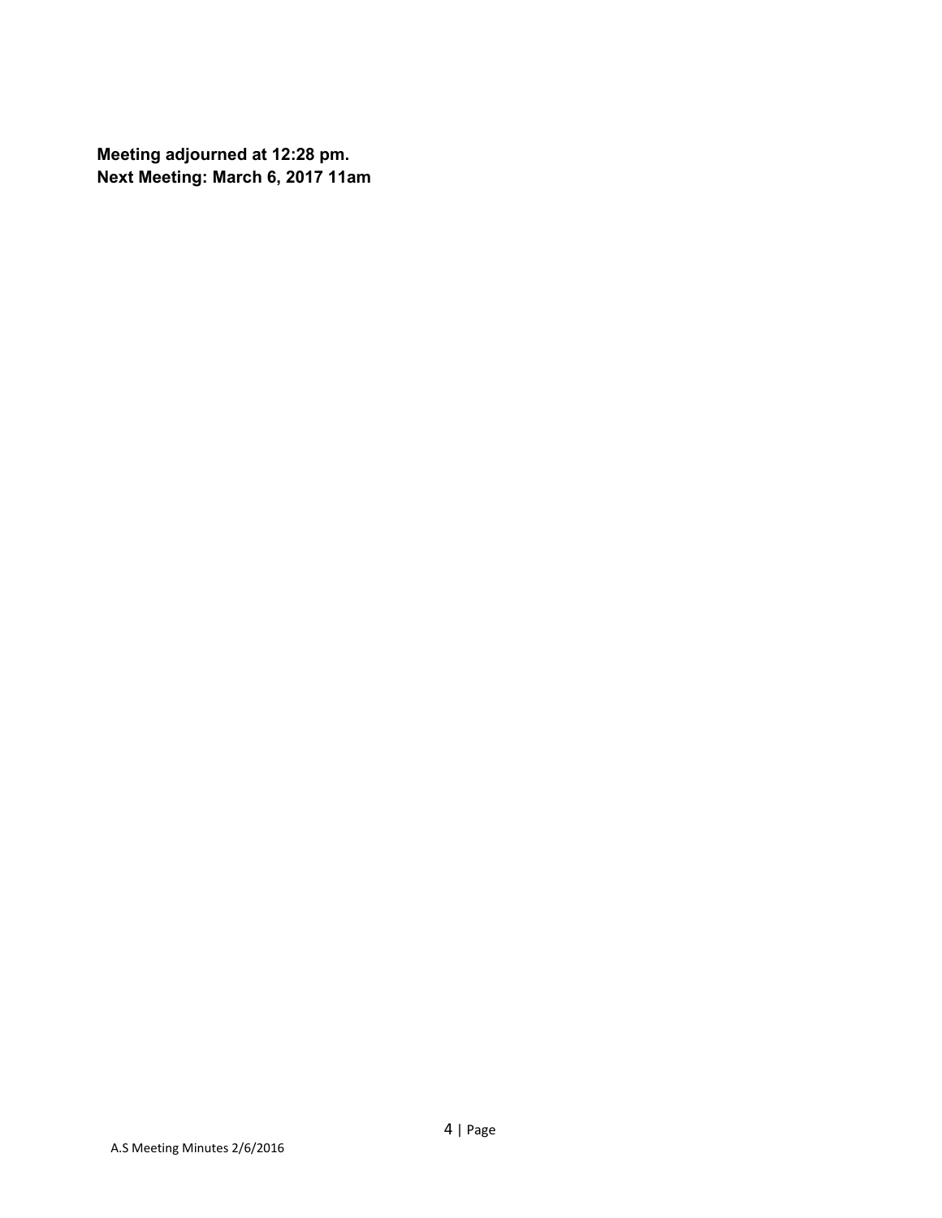**Meeting adjourned at 12:28 pm.**
**Next Meeting: March 6, 2017 11am**